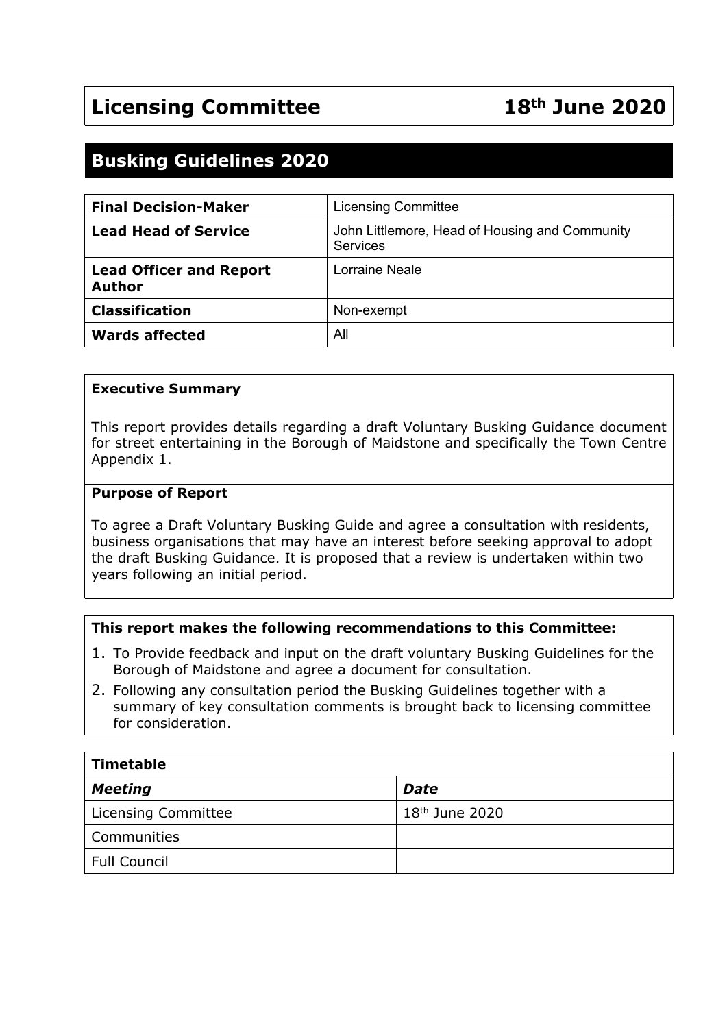# Licensing Committee 18th June 2020

## Busking Guidelines 2020

| | |
|---|---|
| **Final Decision-Maker** | Licensing Committee |
| **Lead Head of Service** | John Littlemore, Head of Housing and Community Services |
| **Lead Officer and Report Author** | Lorraine Neale |
| **Classification** | Non-exempt |
| **Wards affected** | All |

**Executive Summary**

This report provides details regarding a draft Voluntary Busking Guidance document for street entertaining in the Borough of Maidstone and specifically the Town Centre Appendix 1.

**Purpose of Report**

To agree a Draft Voluntary Busking Guide and agree a consultation with residents, business organisations that may have an interest before seeking approval to adopt the draft Busking Guidance. It is proposed that a review is undertaken within two years following an initial period.

**This report makes the following recommendations to this Committee:**

1. To Provide feedback and input on the draft voluntary Busking Guidelines for the Borough of Maidstone and agree a document for consultation.
2. Following any consultation period the Busking Guidelines together with a summary of key consultation comments is brought back to licensing committee for consideration.

| **Timetable** | |
|---|---|
| ***Meeting*** | ***Date*** |
| Licensing Committee | 18th June 2020 |
| Communities | |
| Full Council | |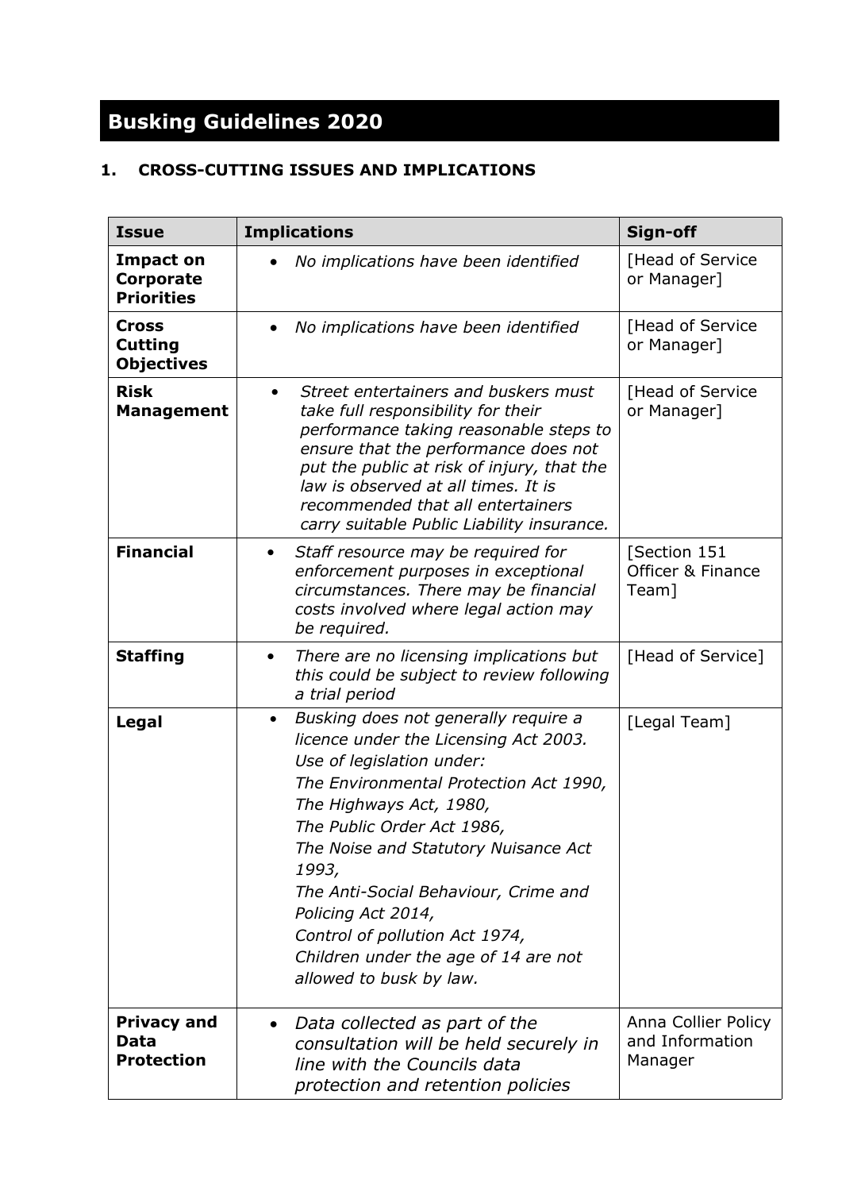# Busking Guidelines 2020

## 1. CROSS-CUTTING ISSUES AND IMPLICATIONS

| Issue | Implications | Sign-off |
|---|---|---|
| **Impact on Corporate Priorities** | • *No implications have been identified* | [Head of Service or Manager] |
| **Cross Cutting Objectives** | • *No implications have been identified* | [Head of Service or Manager] |
| **Risk Management** | • *Street entertainers and buskers must take full responsibility for their performance taking reasonable steps to ensure that the performance does not put the public at risk of injury, that the law is observed at all times. It is recommended that all entertainers carry suitable Public Liability insurance.* | [Head of Service or Manager] |
| **Financial** | • *Staff resource may be required for enforcement purposes in exceptional circumstances. There may be financial costs involved where legal action may be required.* | [Section 151 Officer & Finance Team] |
| **Staffing** | • *There are no licensing implications but this could be subject to review following a trial period* | [Head of Service] |
| **Legal** | • *Busking does not generally require a licence under the Licensing Act 2003. Use of legislation under: The Environmental Protection Act 1990, The Highways Act, 1980, The Public Order Act 1986, The Noise and Statutory Nuisance Act 1993, The Anti-Social Behaviour, Crime and Policing Act 2014, Control of pollution Act 1974, Children under the age of 14 are not allowed to busk by law.* | [Legal Team] |
| **Privacy and Data Protection** | • *Data collected as part of the consultation will be held securely in line with the Councils data protection and retention policies* | Anna Collier Policy and Information Manager |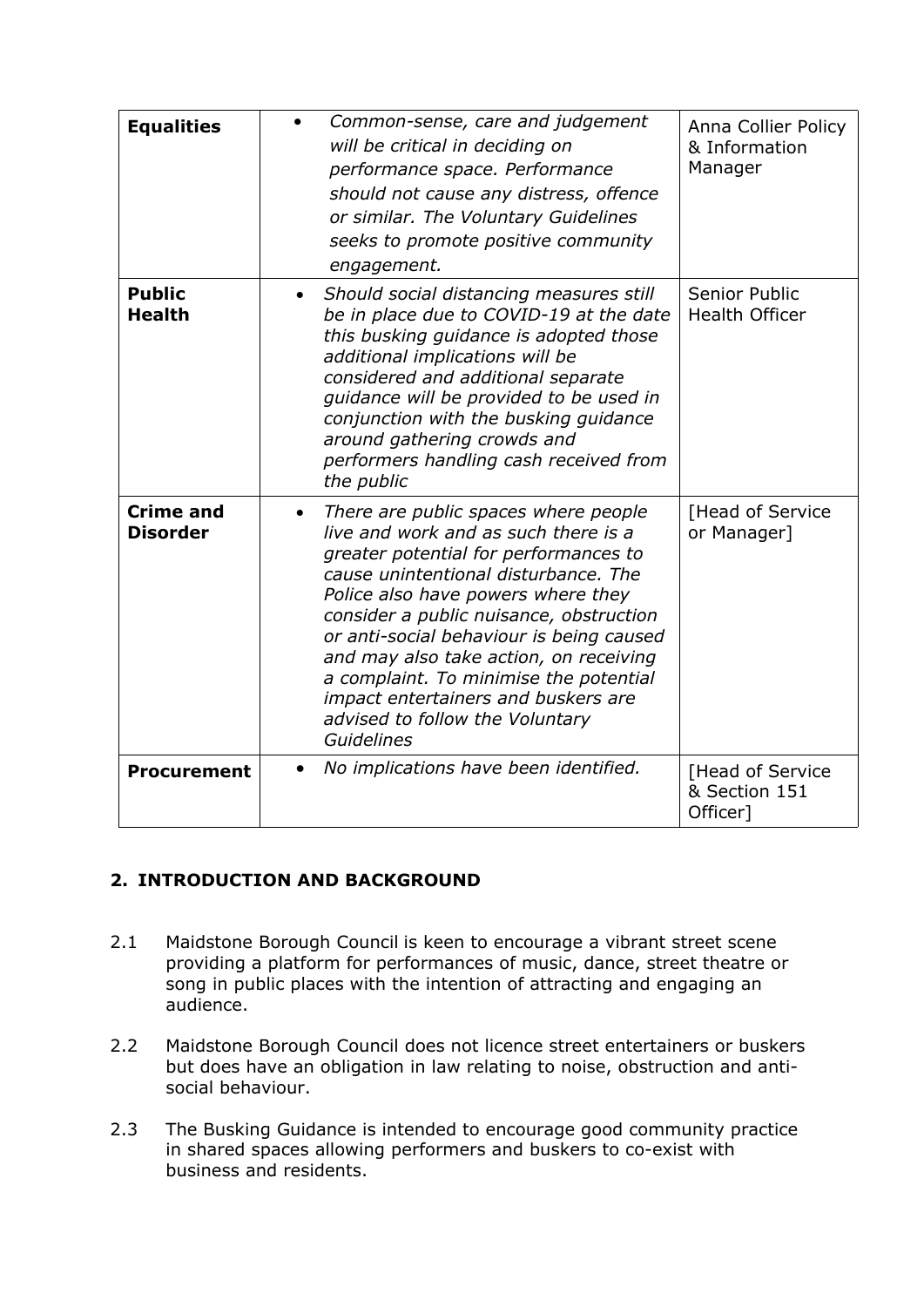| **Equalities** | • *Common-sense, care and judgement will be critical in deciding on performance space. Performance should not cause any distress, offence or similar. The Voluntary Guidelines seeks to promote positive community engagement.* | Anna Collier Policy & Information Manager |
|---|---|---|
| **Public Health** | • *Should social distancing measures still be in place due to COVID-19 at the date this busking guidance is adopted those additional implications will be considered and additional separate guidance will be provided to be used in conjunction with the busking guidance around gathering crowds and performers handling cash received from the public* | Senior Public Health Officer |
| **Crime and Disorder** | • *There are public spaces where people live and work and as such there is a greater potential for performances to cause unintentional disturbance. The Police also have powers where they consider a public nuisance, obstruction or anti-social behaviour is being caused and may also take action, on receiving a complaint. To minimise the potential impact entertainers and buskers are advised to follow the Voluntary Guidelines* | [Head of Service or Manager] |
| **Procurement** | • *No implications have been identified.* | [Head of Service & Section 151 Officer] |

## 2. INTRODUCTION AND BACKGROUND

2.1 Maidstone Borough Council is keen to encourage a vibrant street scene providing a platform for performances of music, dance, street theatre or song in public places with the intention of attracting and engaging an audience.

2.2 Maidstone Borough Council does not licence street entertainers or buskers but does have an obligation in law relating to noise, obstruction and anti-social behaviour.

2.3 The Busking Guidance is intended to encourage good community practice in shared spaces allowing performers and buskers to co-exist with business and residents.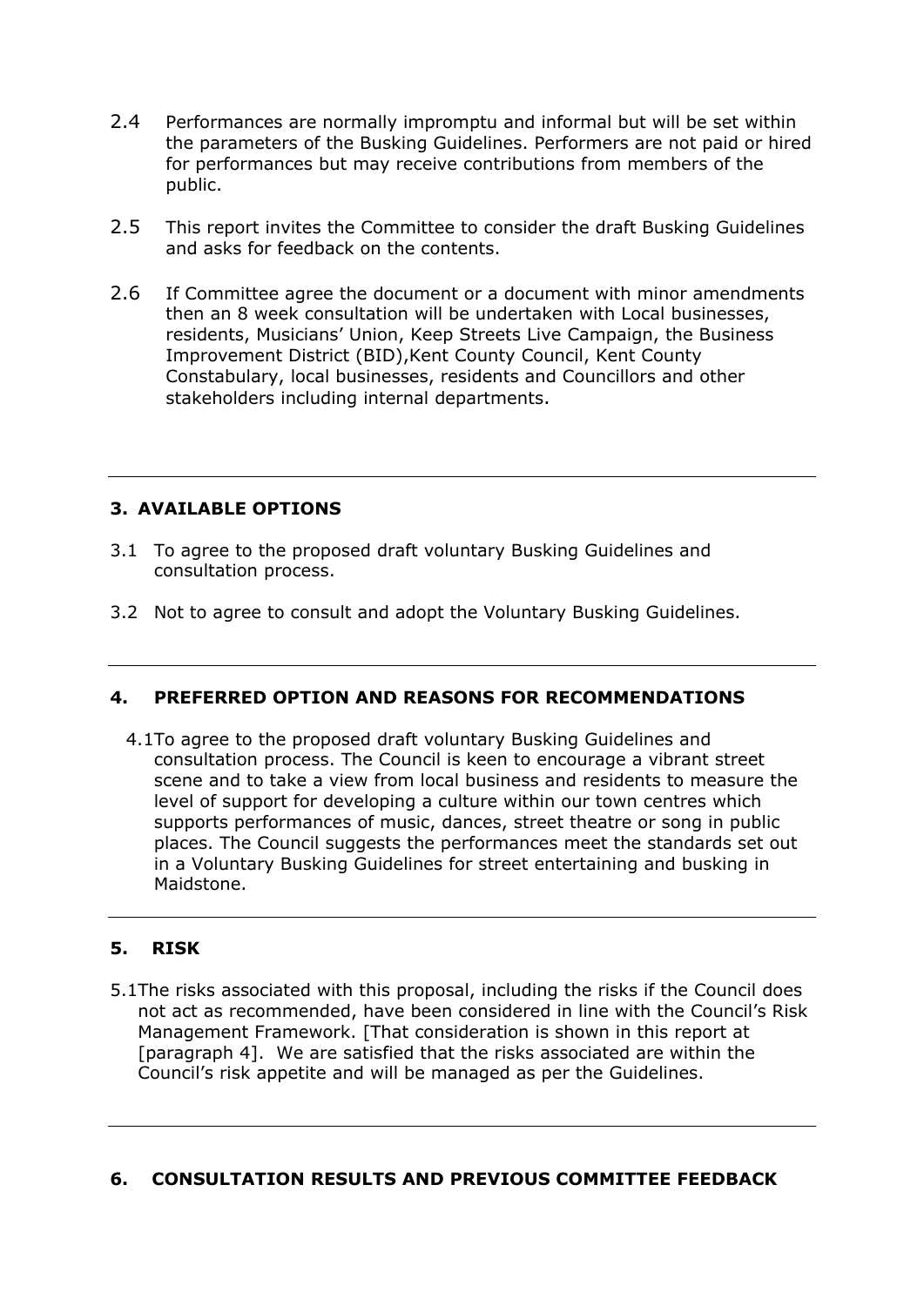2.4 Performances are normally impromptu and informal but will be set within the parameters of the Busking Guidelines. Performers are not paid or hired for performances but may receive contributions from members of the public.

2.5 This report invites the Committee to consider the draft Busking Guidelines and asks for feedback on the contents.

2.6 If Committee agree the document or a document with minor amendments then an 8 week consultation will be undertaken with Local businesses, residents, Musicians' Union, Keep Streets Live Campaign, the Business Improvement District (BID),Kent County Council, Kent County Constabulary, local businesses, residents and Councillors and other stakeholders including internal departments.

---

## 3. AVAILABLE OPTIONS

3.1 To agree to the proposed draft voluntary Busking Guidelines and consultation process.

3.2 Not to agree to consult and adopt the Voluntary Busking Guidelines.

---

## 4. PREFERRED OPTION AND REASONS FOR RECOMMENDATIONS

4.1 To agree to the proposed draft voluntary Busking Guidelines and consultation process. The Council is keen to encourage a vibrant street scene and to take a view from local business and residents to measure the level of support for developing a culture within our town centres which supports performances of music, dances, street theatre or song in public places. The Council suggests the performances meet the standards set out in a Voluntary Busking Guidelines for street entertaining and busking in Maidstone.

---

## 5. RISK

5.1 The risks associated with this proposal, including the risks if the Council does not act as recommended, have been considered in line with the Council's Risk Management Framework. [That consideration is shown in this report at [paragraph 4]. We are satisfied that the risks associated are within the Council's risk appetite and will be managed as per the Guidelines.

---

## 6. CONSULTATION RESULTS AND PREVIOUS COMMITTEE FEEDBACK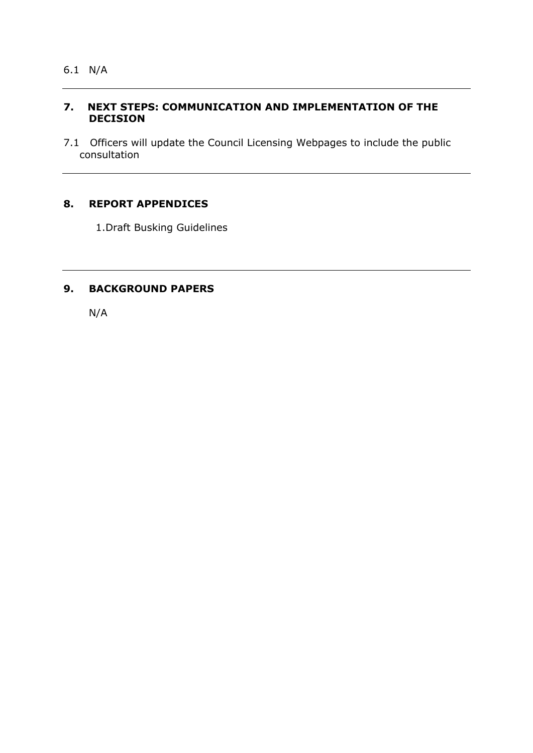6.1 N/A

---

## 7. NEXT STEPS: COMMUNICATION AND IMPLEMENTATION OF THE DECISION

7.1 Officers will update the Council Licensing Webpages to include the public consultation

---

## 8. REPORT APPENDICES

1. Draft Busking Guidelines

---

## 9. BACKGROUND PAPERS

N/A